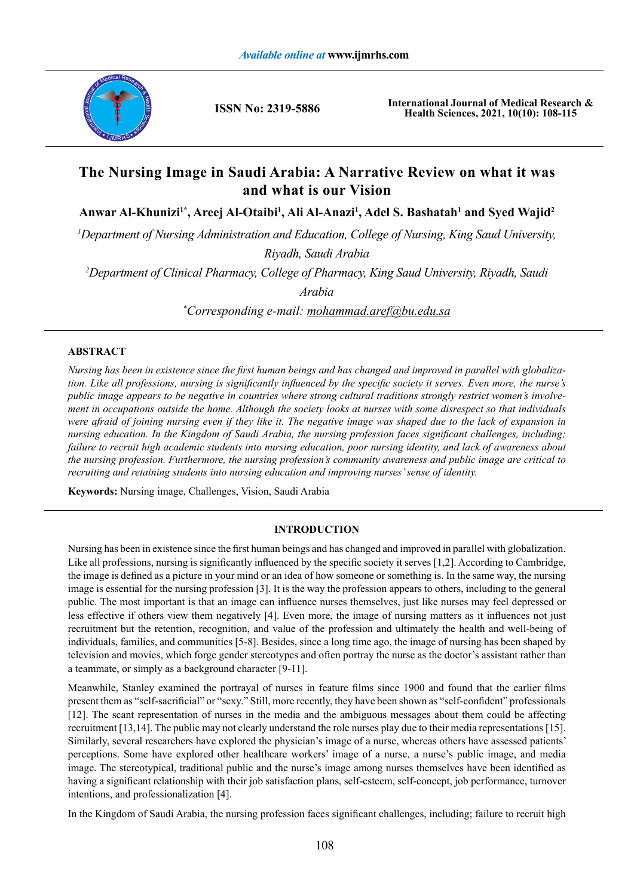# The Nursing Image in Saudi Arabia: A Narrative Review on what it was and what is our Vision

**Anwar Al-Khunizi[1*], Areej Al-Otaibi[1], Ali Al-Anazi[1], Adel S. Bashatah[1] and Syed Wajid[2]**

*[1]Department of Nursing Administration and Education, College of Nursing, King Saud University, Riyadh, Saudi Arabia*

*[2]Department of Clinical Pharmacy, College of Pharmacy, King Saud University, Riyadh, Saudi Arabia*

*[*]Corresponding e-mail: mohammad.aref@bu.edu.sa*

## ABSTRACT

*Nursing has been in existence since the first human beings and has changed and improved in parallel with globalization. Like all professions, nursing is significantly influenced by the specific society it serves. Even more, the nurse's public image appears to be negative in countries where strong cultural traditions strongly restrict women's involvement in occupations outside the home. Although the society looks at nurses with some disrespect so that individuals were afraid of joining nursing even if they like it. The negative image was shaped due to the lack of expansion in nursing education. In the Kingdom of Saudi Arabia, the nursing profession faces significant challenges, including; failure to recruit high academic students into nursing education, poor nursing identity, and lack of awareness about the nursing profession. Furthermore, the nursing profession's community awareness and public image are critical to recruiting and retaining students into nursing education and improving nurses' sense of identity.*

**Keywords:** Nursing image, Challenges, Vision, Saudi Arabia

## INTRODUCTION

Nursing has been in existence since the first human beings and has changed and improved in parallel with globalization. Like all professions, nursing is significantly influenced by the specific society it serves [1,2]. According to Cambridge, the image is defined as a picture in your mind or an idea of how someone or something is. In the same way, the nursing image is essential for the nursing profession [3]. It is the way the profession appears to others, including to the general public. The most important is that an image can influence nurses themselves, just like nurses may feel depressed or less effective if others view them negatively [4]. Even more, the image of nursing matters as it influences not just recruitment but the retention, recognition, and value of the profession and ultimately the health and well-being of individuals, families, and communities [5-8]. Besides, since a long time ago, the image of nursing has been shaped by television and movies, which forge gender stereotypes and often portray the nurse as the doctor's assistant rather than a teammate, or simply as a background character [9-11].

Meanwhile, Stanley examined the portrayal of nurses in feature films since 1900 and found that the earlier films present them as "self-sacrificial" or "sexy." Still, more recently, they have been shown as "self-confident" professionals [12]. The scant representation of nurses in the media and the ambiguous messages about them could be affecting recruitment [13,14]. The public may not clearly understand the role nurses play due to their media representations [15]. Similarly, several researchers have explored the physician's image of a nurse, whereas others have assessed patients' perceptions. Some have explored other healthcare workers' image of a nurse, a nurse's public image, and media image. The stereotypical, traditional public and the nurse's image among nurses themselves have been identified as having a significant relationship with their job satisfaction plans, self-esteem, self-concept, job performance, turnover intentions, and professionalization [4].

In the Kingdom of Saudi Arabia, the nursing profession faces significant challenges, including; failure to recruit high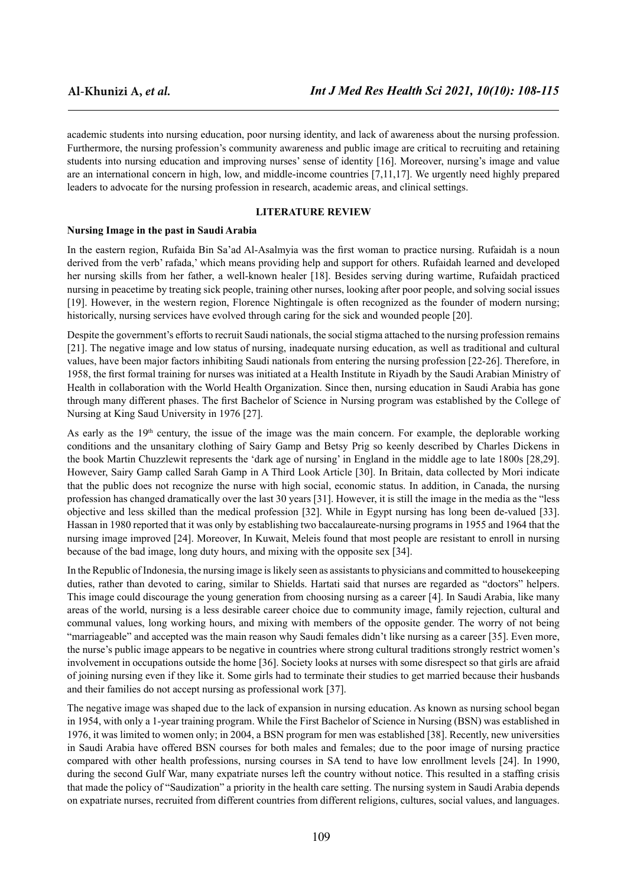academic students into nursing education, poor nursing identity, and lack of awareness about the nursing profession. Furthermore, the nursing profession's community awareness and public image are critical to recruiting and retaining students into nursing education and improving nurses' sense of identity [16]. Moreover, nursing's image and value are an international concern in high, low, and middle-income countries [7,11,17]. We urgently need highly prepared leaders to advocate for the nursing profession in research, academic areas, and clinical settings.

## LITERATURE REVIEW

### Nursing Image in the past in Saudi Arabia

In the eastern region, Rufaida Bin Sa'ad Al-Asalmyia was the first woman to practice nursing. Rufaidah is a noun derived from the verb' rafada,' which means providing help and support for others. Rufaidah learned and developed her nursing skills from her father, a well-known healer [18]. Besides serving during wartime, Rufaidah practiced nursing in peacetime by treating sick people, training other nurses, looking after poor people, and solving social issues [19]. However, in the western region, Florence Nightingale is often recognized as the founder of modern nursing; historically, nursing services have evolved through caring for the sick and wounded people [20].

Despite the government's efforts to recruit Saudi nationals, the social stigma attached to the nursing profession remains [21]. The negative image and low status of nursing, inadequate nursing education, as well as traditional and cultural values, have been major factors inhibiting Saudi nationals from entering the nursing profession [22-26]. Therefore, in 1958, the first formal training for nurses was initiated at a Health Institute in Riyadh by the Saudi Arabian Ministry of Health in collaboration with the World Health Organization. Since then, nursing education in Saudi Arabia has gone through many different phases. The first Bachelor of Science in Nursing program was established by the College of Nursing at King Saud University in 1976 [27].

As early as the 19th century, the issue of the image was the main concern. For example, the deplorable working conditions and the unsanitary clothing of Sairy Gamp and Betsy Prig so keenly described by Charles Dickens in the book Martin Chuzzlewit represents the 'dark age of nursing' in England in the middle age to late 1800s [28,29]. However, Sairy Gamp called Sarah Gamp in A Third Look Article [30]. In Britain, data collected by Mori indicate that the public does not recognize the nurse with high social, economic status. In addition, in Canada, the nursing profession has changed dramatically over the last 30 years [31]. However, it is still the image in the media as the "less objective and less skilled than the medical profession [32]. While in Egypt nursing has long been de-valued [33]. Hassan in 1980 reported that it was only by establishing two baccalaureate-nursing programs in 1955 and 1964 that the nursing image improved [24]. Moreover, In Kuwait, Meleis found that most people are resistant to enroll in nursing because of the bad image, long duty hours, and mixing with the opposite sex [34].

In the Republic of Indonesia, the nursing image is likely seen as assistants to physicians and committed to housekeeping duties, rather than devoted to caring, similar to Shields. Hartati said that nurses are regarded as "doctors" helpers. This image could discourage the young generation from choosing nursing as a career [4]. In Saudi Arabia, like many areas of the world, nursing is a less desirable career choice due to community image, family rejection, cultural and communal values, long working hours, and mixing with members of the opposite gender. The worry of not being "marriageable" and accepted was the main reason why Saudi females didn't like nursing as a career [35]. Even more, the nurse's public image appears to be negative in countries where strong cultural traditions strongly restrict women's involvement in occupations outside the home [36]. Society looks at nurses with some disrespect so that girls are afraid of joining nursing even if they like it. Some girls had to terminate their studies to get married because their husbands and their families do not accept nursing as professional work [37].

The negative image was shaped due to the lack of expansion in nursing education. As known as nursing school began in 1954, with only a 1-year training program. While the First Bachelor of Science in Nursing (BSN) was established in 1976, it was limited to women only; in 2004, a BSN program for men was established [38]. Recently, new universities in Saudi Arabia have offered BSN courses for both males and females; due to the poor image of nursing practice compared with other health professions, nursing courses in SA tend to have low enrollment levels [24]. In 1990, during the second Gulf War, many expatriate nurses left the country without notice. This resulted in a staffing crisis that made the policy of "Saudization" a priority in the health care setting. The nursing system in Saudi Arabia depends on expatriate nurses, recruited from different countries from different religions, cultures, social values, and languages.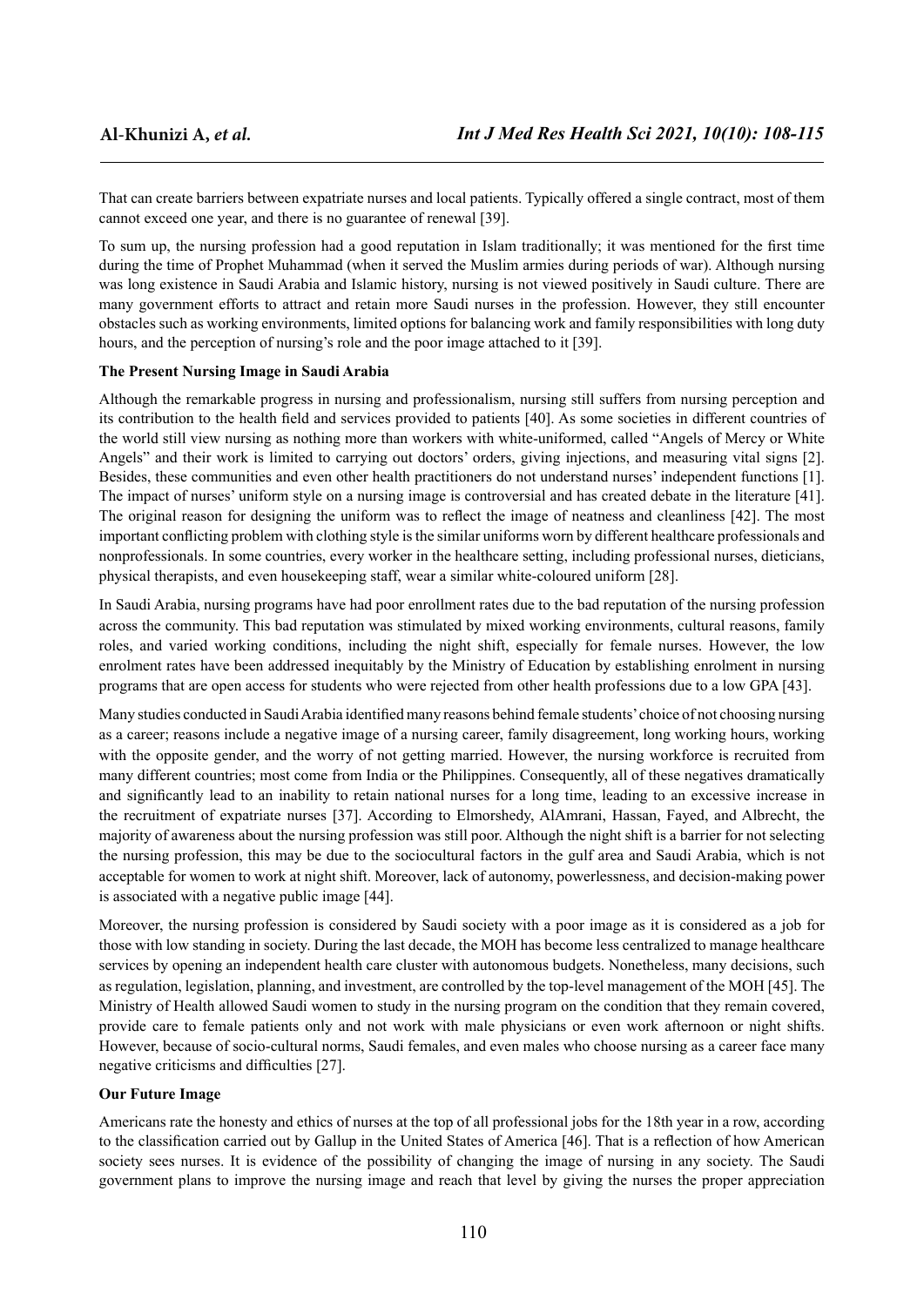That can create barriers between expatriate nurses and local patients. Typically offered a single contract, most of them cannot exceed one year, and there is no guarantee of renewal [39].

To sum up, the nursing profession had a good reputation in Islam traditionally; it was mentioned for the first time during the time of Prophet Muhammad (when it served the Muslim armies during periods of war). Although nursing was long existence in Saudi Arabia and Islamic history, nursing is not viewed positively in Saudi culture. There are many government efforts to attract and retain more Saudi nurses in the profession. However, they still encounter obstacles such as working environments, limited options for balancing work and family responsibilities with long duty hours, and the perception of nursing's role and the poor image attached to it [39].

**The Present Nursing Image in Saudi Arabia**

Although the remarkable progress in nursing and professionalism, nursing still suffers from nursing perception and its contribution to the health field and services provided to patients [40]. As some societies in different countries of the world still view nursing as nothing more than workers with white-uniformed, called "Angels of Mercy or White Angels" and their work is limited to carrying out doctors' orders, giving injections, and measuring vital signs [2]. Besides, these communities and even other health practitioners do not understand nurses' independent functions [1]. The impact of nurses' uniform style on a nursing image is controversial and has created debate in the literature [41]. The original reason for designing the uniform was to reflect the image of neatness and cleanliness [42]. The most important conflicting problem with clothing style is the similar uniforms worn by different healthcare professionals and nonprofessionals. In some countries, every worker in the healthcare setting, including professional nurses, dieticians, physical therapists, and even housekeeping staff, wear a similar white-coloured uniform [28].

In Saudi Arabia, nursing programs have had poor enrollment rates due to the bad reputation of the nursing profession across the community. This bad reputation was stimulated by mixed working environments, cultural reasons, family roles, and varied working conditions, including the night shift, especially for female nurses. However, the low enrolment rates have been addressed inequitably by the Ministry of Education by establishing enrolment in nursing programs that are open access for students who were rejected from other health professions due to a low GPA [43].

Many studies conducted in Saudi Arabia identified many reasons behind female students' choice of not choosing nursing as a career; reasons include a negative image of a nursing career, family disagreement, long working hours, working with the opposite gender, and the worry of not getting married. However, the nursing workforce is recruited from many different countries; most come from India or the Philippines. Consequently, all of these negatives dramatically and significantly lead to an inability to retain national nurses for a long time, leading to an excessive increase in the recruitment of expatriate nurses [37]. According to Elmorshedy, AlAmrani, Hassan, Fayed, and Albrecht, the majority of awareness about the nursing profession was still poor. Although the night shift is a barrier for not selecting the nursing profession, this may be due to the sociocultural factors in the gulf area and Saudi Arabia, which is not acceptable for women to work at night shift. Moreover, lack of autonomy, powerlessness, and decision-making power is associated with a negative public image [44].

Moreover, the nursing profession is considered by Saudi society with a poor image as it is considered as a job for those with low standing in society. During the last decade, the MOH has become less centralized to manage healthcare services by opening an independent health care cluster with autonomous budgets. Nonetheless, many decisions, such as regulation, legislation, planning, and investment, are controlled by the top-level management of the MOH [45]. The Ministry of Health allowed Saudi women to study in the nursing program on the condition that they remain covered, provide care to female patients only and not work with male physicians or even work afternoon or night shifts. However, because of socio-cultural norms, Saudi females, and even males who choose nursing as a career face many negative criticisms and difficulties [27].

**Our Future Image**

Americans rate the honesty and ethics of nurses at the top of all professional jobs for the 18th year in a row, according to the classification carried out by Gallup in the United States of America [46]. That is a reflection of how American society sees nurses. It is evidence of the possibility of changing the image of nursing in any society. The Saudi government plans to improve the nursing image and reach that level by giving the nurses the proper appreciation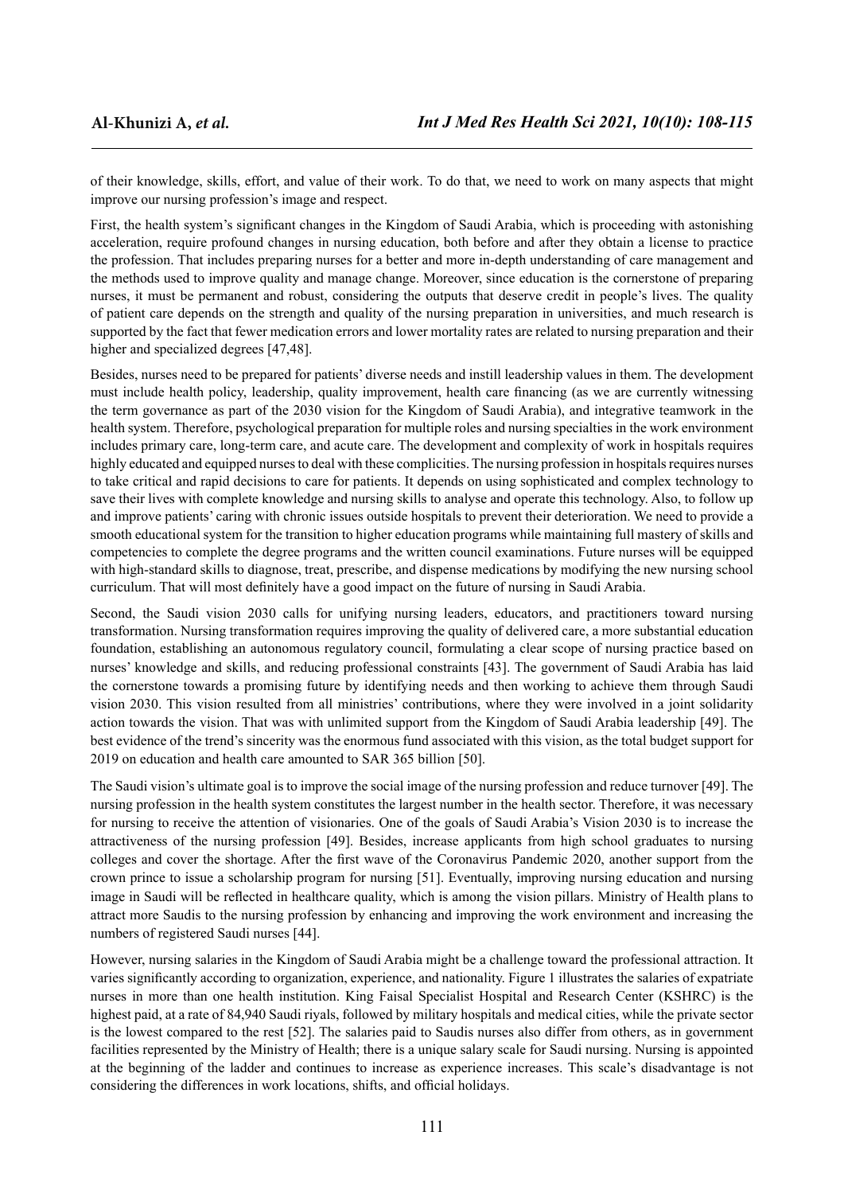of their knowledge, skills, effort, and value of their work. To do that, we need to work on many aspects that might improve our nursing profession's image and respect.

First, the health system's significant changes in the Kingdom of Saudi Arabia, which is proceeding with astonishing acceleration, require profound changes in nursing education, both before and after they obtain a license to practice the profession. That includes preparing nurses for a better and more in-depth understanding of care management and the methods used to improve quality and manage change. Moreover, since education is the cornerstone of preparing nurses, it must be permanent and robust, considering the outputs that deserve credit in people's lives. The quality of patient care depends on the strength and quality of the nursing preparation in universities, and much research is supported by the fact that fewer medication errors and lower mortality rates are related to nursing preparation and their higher and specialized degrees [47,48].

Besides, nurses need to be prepared for patients' diverse needs and instill leadership values in them. The development must include health policy, leadership, quality improvement, health care financing (as we are currently witnessing the term governance as part of the 2030 vision for the Kingdom of Saudi Arabia), and integrative teamwork in the health system. Therefore, psychological preparation for multiple roles and nursing specialties in the work environment includes primary care, long-term care, and acute care. The development and complexity of work in hospitals requires highly educated and equipped nurses to deal with these complicities. The nursing profession in hospitals requires nurses to take critical and rapid decisions to care for patients. It depends on using sophisticated and complex technology to save their lives with complete knowledge and nursing skills to analyse and operate this technology. Also, to follow up and improve patients' caring with chronic issues outside hospitals to prevent their deterioration. We need to provide a smooth educational system for the transition to higher education programs while maintaining full mastery of skills and competencies to complete the degree programs and the written council examinations. Future nurses will be equipped with high-standard skills to diagnose, treat, prescribe, and dispense medications by modifying the new nursing school curriculum. That will most definitely have a good impact on the future of nursing in Saudi Arabia.

Second, the Saudi vision 2030 calls for unifying nursing leaders, educators, and practitioners toward nursing transformation. Nursing transformation requires improving the quality of delivered care, a more substantial education foundation, establishing an autonomous regulatory council, formulating a clear scope of nursing practice based on nurses' knowledge and skills, and reducing professional constraints [43]. The government of Saudi Arabia has laid the cornerstone towards a promising future by identifying needs and then working to achieve them through Saudi vision 2030. This vision resulted from all ministries' contributions, where they were involved in a joint solidarity action towards the vision. That was with unlimited support from the Kingdom of Saudi Arabia leadership [49]. The best evidence of the trend's sincerity was the enormous fund associated with this vision, as the total budget support for 2019 on education and health care amounted to SAR 365 billion [50].

The Saudi vision's ultimate goal is to improve the social image of the nursing profession and reduce turnover [49]. The nursing profession in the health system constitutes the largest number in the health sector. Therefore, it was necessary for nursing to receive the attention of visionaries. One of the goals of Saudi Arabia's Vision 2030 is to increase the attractiveness of the nursing profession [49]. Besides, increase applicants from high school graduates to nursing colleges and cover the shortage. After the first wave of the Coronavirus Pandemic 2020, another support from the crown prince to issue a scholarship program for nursing [51]. Eventually, improving nursing education and nursing image in Saudi will be reflected in healthcare quality, which is among the vision pillars. Ministry of Health plans to attract more Saudis to the nursing profession by enhancing and improving the work environment and increasing the numbers of registered Saudi nurses [44].

However, nursing salaries in the Kingdom of Saudi Arabia might be a challenge toward the professional attraction. It varies significantly according to organization, experience, and nationality. Figure 1 illustrates the salaries of expatriate nurses in more than one health institution. King Faisal Specialist Hospital and Research Center (KSHRC) is the highest paid, at a rate of 84,940 Saudi riyals, followed by military hospitals and medical cities, while the private sector is the lowest compared to the rest [52]. The salaries paid to Saudis nurses also differ from others, as in government facilities represented by the Ministry of Health; there is a unique salary scale for Saudi nursing. Nursing is appointed at the beginning of the ladder and continues to increase as experience increases. This scale's disadvantage is not considering the differences in work locations, shifts, and official holidays.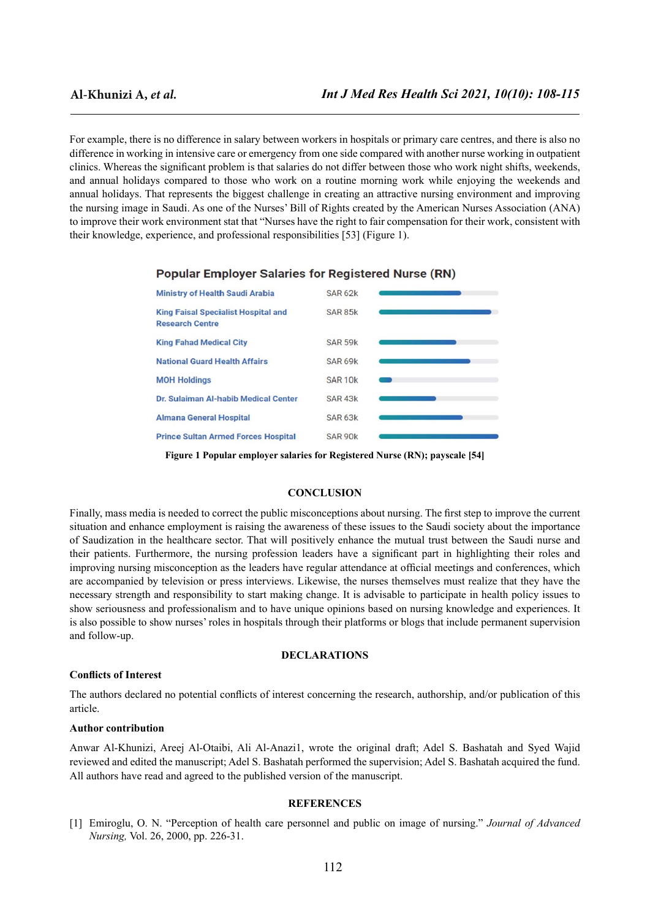For example, there is no difference in salary between workers in hospitals or primary care centres, and there is also no difference in working in intensive care or emergency from one side compared with another nurse working in outpatient clinics. Whereas the significant problem is that salaries do not differ between those who work night shifts, weekends, and annual holidays compared to those who work on a routine morning work while enjoying the weekends and annual holidays. That represents the biggest challenge in creating an attractive nursing environment and improving the nursing image in Saudi. As one of the Nurses' Bill of Rights created by the American Nurses Association (ANA) to improve their work environment stat that "Nurses have the right to fair compensation for their work, consistent with their knowledge, experience, and professional responsibilities [53] (Figure 1).

**Popular Employer Salaries for Registered Nurse (RN)**

| Employer | Salary |
|---|---|
| Ministry of Health Saudi Arabia | SAR 62k |
| King Faisal Specialist Hospital and Research Centre | SAR 85k |
| King Fahad Medical City | SAR 59k |
| National Guard Health Affairs | SAR 69k |
| MOH Holdings | SAR 10k |
| Dr. Sulaiman Al-habib Medical Center | SAR 43k |
| Almana General Hospital | SAR 63k |
| Prince Sultan Armed Forces Hospital | SAR 90k |

**Figure 1 Popular employer salaries for Registered Nurse (RN); payscale [54]**

## CONCLUSION

Finally, mass media is needed to correct the public misconceptions about nursing. The first step to improve the current situation and enhance employment is raising the awareness of these issues to the Saudi society about the importance of Saudization in the healthcare sector. That will positively enhance the mutual trust between the Saudi nurse and their patients. Furthermore, the nursing profession leaders have a significant part in highlighting their roles and improving nursing misconception as the leaders have regular attendance at official meetings and conferences, which are accompanied by television or press interviews. Likewise, the nurses themselves must realize that they have the necessary strength and responsibility to start making change. It is advisable to participate in health policy issues to show seriousness and professionalism and to have unique opinions based on nursing knowledge and experiences. It is also possible to show nurses' roles in hospitals through their platforms or blogs that include permanent supervision and follow-up.

## DECLARATIONS

### Conflicts of Interest

The authors declared no potential conflicts of interest concerning the research, authorship, and/or publication of this article.

### Author contribution

Anwar Al-Khunizi, Areej Al-Otaibi, Ali Al-Anazi1, wrote the original draft; Adel S. Bashatah and Syed Wajid reviewed and edited the manuscript; Adel S. Bashatah performed the supervision; Adel S. Bashatah acquired the fund. All authors have read and agreed to the published version of the manuscript.

## REFERENCES

[1] Emiroglu, O. N. "Perception of health care personnel and public on image of nursing." *Journal of Advanced Nursing,* Vol. 26, 2000, pp. 226-31.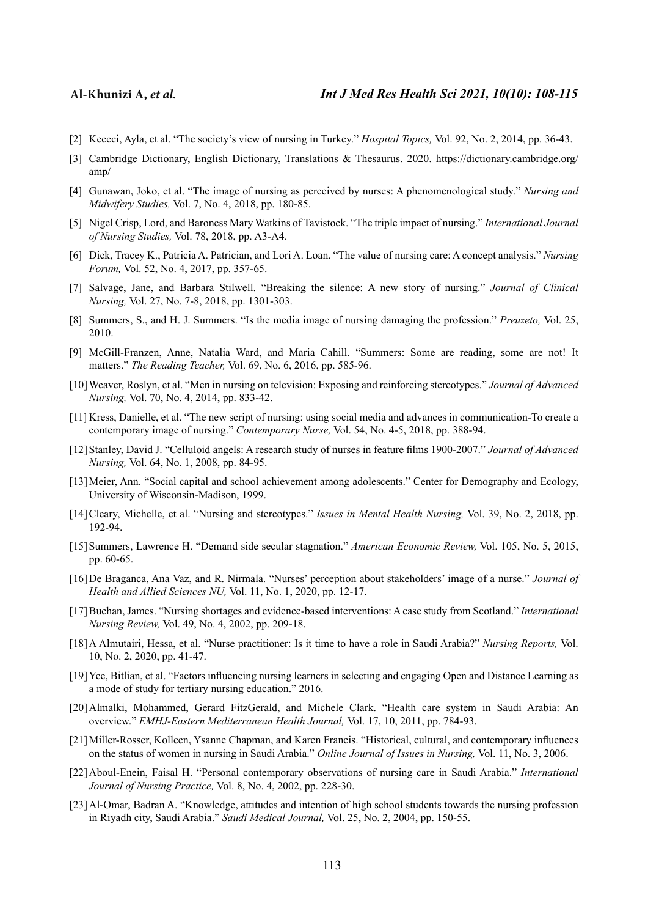[2] Kececi, Ayla, et al. "The society's view of nursing in Turkey." *Hospital Topics,* Vol. 92, No. 2, 2014, pp. 36-43.

[3] Cambridge Dictionary, English Dictionary, Translations & Thesaurus. 2020. https://dictionary.cambridge.org/amp/

[4] Gunawan, Joko, et al. "The image of nursing as perceived by nurses: A phenomenological study." *Nursing and Midwifery Studies,* Vol. 7, No. 4, 2018, pp. 180-85.

[5] Nigel Crisp, Lord, and Baroness Mary Watkins of Tavistock. "The triple impact of nursing." *International Journal of Nursing Studies,* Vol. 78, 2018, pp. A3-A4.

[6] Dick, Tracey K., Patricia A. Patrician, and Lori A. Loan. "The value of nursing care: A concept analysis." *Nursing Forum,* Vol. 52, No. 4, 2017, pp. 357-65.

[7] Salvage, Jane, and Barbara Stilwell. "Breaking the silence: A new story of nursing." *Journal of Clinical Nursing,* Vol. 27, No. 7-8, 2018, pp. 1301-303.

[8] Summers, S., and H. J. Summers. "Is the media image of nursing damaging the profession." *Preuzeto,* Vol. 25, 2010.

[9] McGill-Franzen, Anne, Natalia Ward, and Maria Cahill. "Summers: Some are reading, some are not! It matters." *The Reading Teacher,* Vol. 69, No. 6, 2016, pp. 585-96.

[10] Weaver, Roslyn, et al. "Men in nursing on television: Exposing and reinforcing stereotypes." *Journal of Advanced Nursing,* Vol. 70, No. 4, 2014, pp. 833-42.

[11] Kress, Danielle, et al. "The new script of nursing: using social media and advances in communication-To create a contemporary image of nursing." *Contemporary Nurse,* Vol. 54, No. 4-5, 2018, pp. 388-94.

[12] Stanley, David J. "Celluloid angels: A research study of nurses in feature films 1900-2007." *Journal of Advanced Nursing,* Vol. 64, No. 1, 2008, pp. 84-95.

[13] Meier, Ann. "Social capital and school achievement among adolescents." Center for Demography and Ecology, University of Wisconsin-Madison, 1999.

[14] Cleary, Michelle, et al. "Nursing and stereotypes." *Issues in Mental Health Nursing,* Vol. 39, No. 2, 2018, pp. 192-94.

[15] Summers, Lawrence H. "Demand side secular stagnation." *American Economic Review,* Vol. 105, No. 5, 2015, pp. 60-65.

[16] De Braganca, Ana Vaz, and R. Nirmala. "Nurses' perception about stakeholders' image of a nurse." *Journal of Health and Allied Sciences NU,* Vol. 11, No. 1, 2020, pp. 12-17.

[17] Buchan, James. "Nursing shortages and evidence-based interventions: A case study from Scotland." *International Nursing Review,* Vol. 49, No. 4, 2002, pp. 209-18.

[18] A Almutairi, Hessa, et al. "Nurse practitioner: Is it time to have a role in Saudi Arabia?" *Nursing Reports,* Vol. 10, No. 2, 2020, pp. 41-47.

[19] Yee, Bitlian, et al. "Factors influencing nursing learners in selecting and engaging Open and Distance Learning as a mode of study for tertiary nursing education." 2016.

[20] Almalki, Mohammed, Gerard FitzGerald, and Michele Clark. "Health care system in Saudi Arabia: An overview." *EMHJ-Eastern Mediterranean Health Journal,* Vol. 17, 10, 2011, pp. 784-93.

[21] Miller-Rosser, Kolleen, Ysanne Chapman, and Karen Francis. "Historical, cultural, and contemporary influences on the status of women in nursing in Saudi Arabia." *Online Journal of Issues in Nursing,* Vol. 11, No. 3, 2006.

[22] Aboul-Enein, Faisal H. "Personal contemporary observations of nursing care in Saudi Arabia." *International Journal of Nursing Practice,* Vol. 8, No. 4, 2002, pp. 228-30.

[23] Al-Omar, Badran A. "Knowledge, attitudes and intention of high school students towards the nursing profession in Riyadh city, Saudi Arabia." *Saudi Medical Journal,* Vol. 25, No. 2, 2004, pp. 150-55.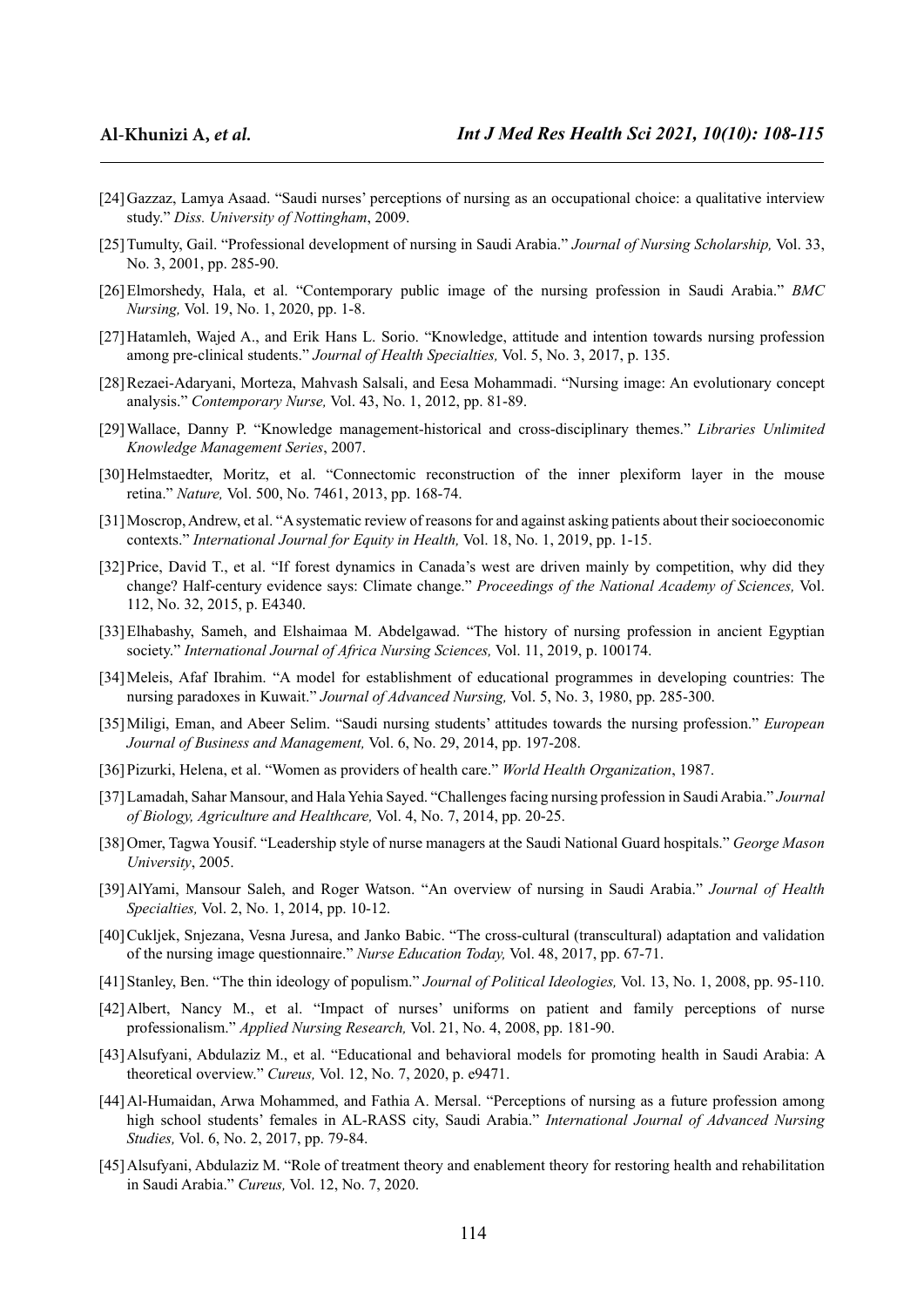[24] Gazzaz, Lamya Asaad. "Saudi nurses' perceptions of nursing as an occupational choice: a qualitative interview study." *Diss. University of Nottingham*, 2009.

[25] Tumulty, Gail. "Professional development of nursing in Saudi Arabia." *Journal of Nursing Scholarship,* Vol. 33, No. 3, 2001, pp. 285-90.

[26] Elmorshedy, Hala, et al. "Contemporary public image of the nursing profession in Saudi Arabia." *BMC Nursing,* Vol. 19, No. 1, 2020, pp. 1-8.

[27] Hatamleh, Wajed A., and Erik Hans L. Sorio. "Knowledge, attitude and intention towards nursing profession among pre-clinical students." *Journal of Health Specialties,* Vol. 5, No. 3, 2017, p. 135.

[28] Rezaei-Adaryani, Morteza, Mahvash Salsali, and Eesa Mohammadi. "Nursing image: An evolutionary concept analysis." *Contemporary Nurse,* Vol. 43, No. 1, 2012, pp. 81-89.

[29] Wallace, Danny P. "Knowledge management-historical and cross-disciplinary themes." *Libraries Unlimited Knowledge Management Series*, 2007.

[30] Helmstaedter, Moritz, et al. "Connectomic reconstruction of the inner plexiform layer in the mouse retina." *Nature,* Vol. 500, No. 7461, 2013, pp. 168-74.

[31] Moscrop, Andrew, et al. "A systematic review of reasons for and against asking patients about their socioeconomic contexts." *International Journal for Equity in Health,* Vol. 18, No. 1, 2019, pp. 1-15.

[32] Price, David T., et al. "If forest dynamics in Canada's west are driven mainly by competition, why did they change? Half-century evidence says: Climate change." *Proceedings of the National Academy of Sciences,* Vol. 112, No. 32, 2015, p. E4340.

[33] Elhabashy, Sameh, and Elshaimaa M. Abdelgawad. "The history of nursing profession in ancient Egyptian society." *International Journal of Africa Nursing Sciences,* Vol. 11, 2019, p. 100174.

[34] Meleis, Afaf Ibrahim. "A model for establishment of educational programmes in developing countries: The nursing paradoxes in Kuwait." *Journal of Advanced Nursing,* Vol. 5, No. 3, 1980, pp. 285-300.

[35] Miligi, Eman, and Abeer Selim. "Saudi nursing students' attitudes towards the nursing profession." *European Journal of Business and Management,* Vol. 6, No. 29, 2014, pp. 197-208.

[36] Pizurki, Helena, et al. "Women as providers of health care." *World Health Organization*, 1987.

[37] Lamadah, Sahar Mansour, and Hala Yehia Sayed. "Challenges facing nursing profession in Saudi Arabia." *Journal of Biology, Agriculture and Healthcare,* Vol. 4, No. 7, 2014, pp. 20-25.

[38] Omer, Tagwa Yousif. "Leadership style of nurse managers at the Saudi National Guard hospitals." *George Mason University*, 2005.

[39] AlYami, Mansour Saleh, and Roger Watson. "An overview of nursing in Saudi Arabia." *Journal of Health Specialties,* Vol. 2, No. 1, 2014, pp. 10-12.

[40] Cukljek, Snjezana, Vesna Juresa, and Janko Babic. "The cross-cultural (transcultural) adaptation and validation of the nursing image questionnaire." *Nurse Education Today,* Vol. 48, 2017, pp. 67-71.

[41] Stanley, Ben. "The thin ideology of populism." *Journal of Political Ideologies,* Vol. 13, No. 1, 2008, pp. 95-110.

[42] Albert, Nancy M., et al. "Impact of nurses' uniforms on patient and family perceptions of nurse professionalism." *Applied Nursing Research,* Vol. 21, No. 4, 2008, pp. 181-90.

[43] Alsufyani, Abdulaziz M., et al. "Educational and behavioral models for promoting health in Saudi Arabia: A theoretical overview." *Cureus,* Vol. 12, No. 7, 2020, p. e9471.

[44] Al-Humaidan, Arwa Mohammed, and Fathia A. Mersal. "Perceptions of nursing as a future profession among high school students' females in AL-RASS city, Saudi Arabia." *International Journal of Advanced Nursing Studies,* Vol. 6, No. 2, 2017, pp. 79-84.

[45] Alsufyani, Abdulaziz M. "Role of treatment theory and enablement theory for restoring health and rehabilitation in Saudi Arabia." *Cureus,* Vol. 12, No. 7, 2020.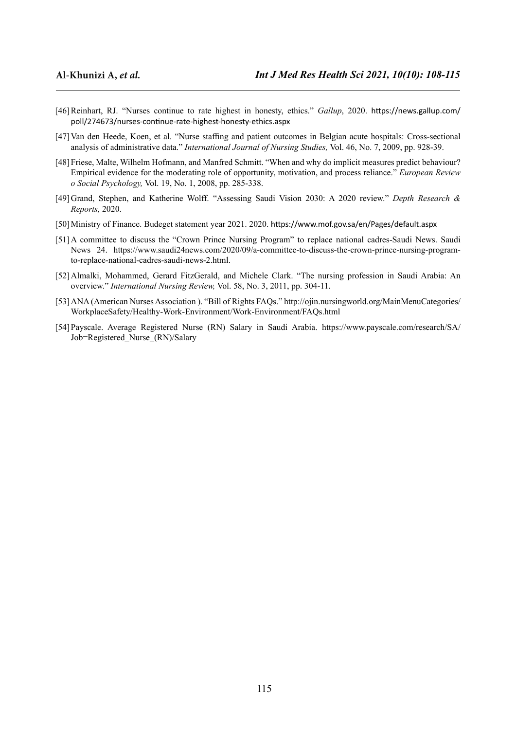[46] Reinhart, RJ. "Nurses continue to rate highest in honesty, ethics." *Gallup*, 2020. https://news.gallup.com/poll/274673/nurses-continue-rate-highest-honesty-ethics.aspx

[47] Van den Heede, Koen, et al. "Nurse staffing and patient outcomes in Belgian acute hospitals: Cross-sectional analysis of administrative data." *International Journal of Nursing Studies,* Vol. 46, No. 7, 2009, pp. 928-39.

[48] Friese, Malte, Wilhelm Hofmann, and Manfred Schmitt. "When and why do implicit measures predict behaviour? Empirical evidence for the moderating role of opportunity, motivation, and process reliance." *European Review o Social Psychology,* Vol. 19, No. 1, 2008, pp. 285-338.

[49] Grand, Stephen, and Katherine Wolff. "Assessing Saudi Vision 2030: A 2020 review." *Depth Research & Reports,* 2020.

[50] Ministry of Finance. Budeget statement year 2021. 2020. https://www.mof.gov.sa/en/Pages/default.aspx

[51] A committee to discuss the "Crown Prince Nursing Program" to replace national cadres-Saudi News. Saudi News 24. https://www.saudi24news.com/2020/09/a-committee-to-discuss-the-crown-prince-nursing-program-to-replace-national-cadres-saudi-news-2.html.

[52] Almalki, Mohammed, Gerard FitzGerald, and Michele Clark. "The nursing profession in Saudi Arabia: An overview." *International Nursing Review,* Vol. 58, No. 3, 2011, pp. 304-11.

[53] ANA (American Nurses Association ). "Bill of Rights FAQs." http://ojin.nursingworld.org/MainMenuCategories/WorkplaceSafety/Healthy-Work-Environment/Work-Environment/FAQs.html

[54] Payscale. Average Registered Nurse (RN) Salary in Saudi Arabia. https://www.payscale.com/research/SA/Job=Registered_Nurse_(RN)/Salary